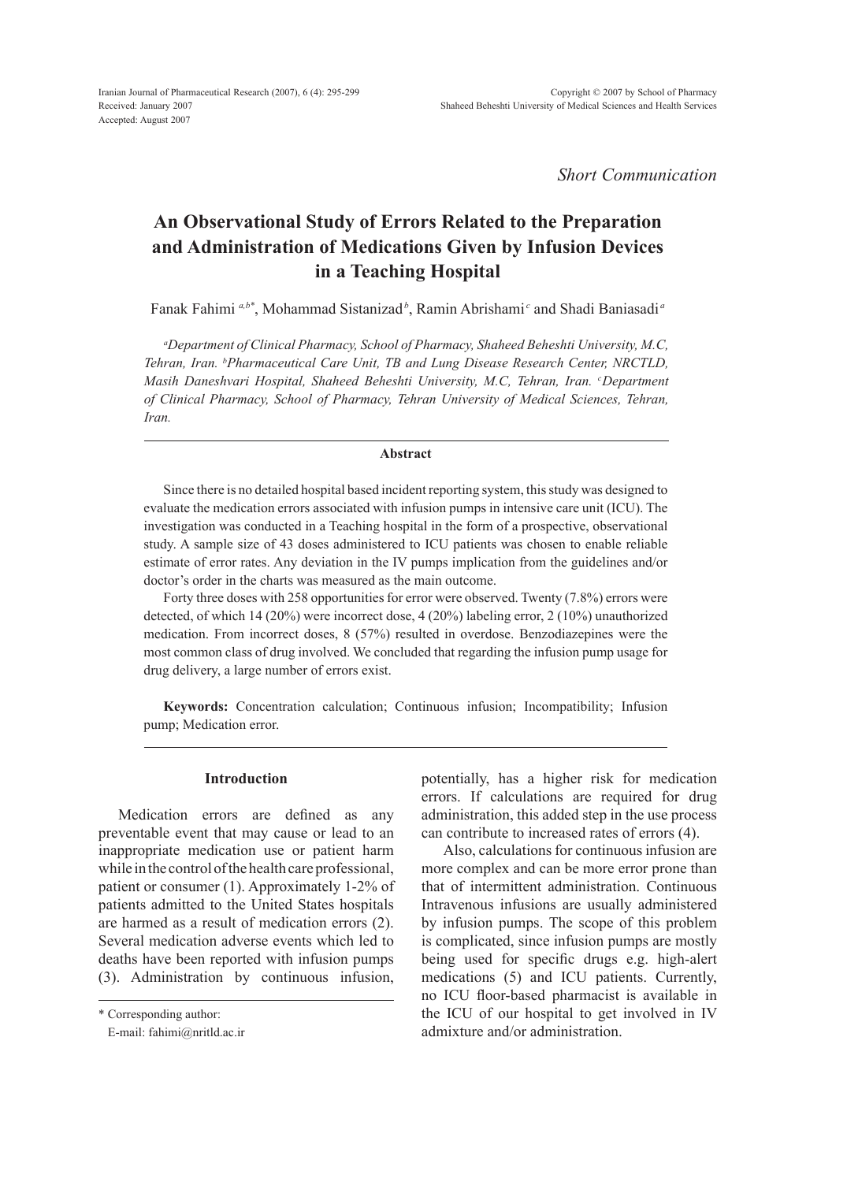*Short Communication*

# An Observational Study of Errors Related to the Preparation and Administration of Medications Given by Infusion Devices in a Teaching Hospital

Fanak Fahimi [a,b*], Mohammad Sistanizad [b], Ramin Abrishami [c] and Shadi Baniasadi [a]

*[a]Department of Clinical Pharmacy, School of Pharmacy, Shaheed Beheshti University, M.C, Tehran, Iran. [b]Pharmaceutical Care Unit, TB and Lung Disease Research Center, NRCTLD, Masih Daneshvari Hospital, Shaheed Beheshti University, M.C, Tehran, Iran. [c]Department of Clinical Pharmacy, School of Pharmacy, Tehran University of Medical Sciences, Tehran, Iran.*

## Abstract

Since there is no detailed hospital based incident reporting system, this study was designed to evaluate the medication errors associated with infusion pumps in intensive care unit (ICU). The investigation was conducted in a Teaching hospital in the form of a prospective, observational study. A sample size of 43 doses administered to ICU patients was chosen to enable reliable estimate of error rates. Any deviation in the IV pumps implication from the guidelines and/or doctor's order in the charts was measured as the main outcome.

Forty three doses with 258 opportunities for error were observed. Twenty (7.8%) errors were detected, of which 14 (20%) were incorrect dose, 4 (20%) labeling error, 2 (10%) unauthorized medication. From incorrect doses, 8 (57%) resulted in overdose. Benzodiazepines were the most common class of drug involved. We concluded that regarding the infusion pump usage for drug delivery, a large number of errors exist.

**Keywords:** Concentration calculation; Continuous infusion; Incompatibility; Infusion pump; Medication error.

## Introduction

Medication errors are defined as any preventable event that may cause or lead to an inappropriate medication use or patient harm while in the control of the health care professional, patient or consumer (1). Approximately 1-2% of patients admitted to the United States hospitals are harmed as a result of medication errors (2). Several medication adverse events which led to deaths have been reported with infusion pumps (3). Administration by continuous infusion, potentially, has a higher risk for medication errors. If calculations are required for drug administration, this added step in the use process can contribute to increased rates of errors (4).

Also, calculations for continuous infusion are more complex and can be more error prone than that of intermittent administration. Continuous Intravenous infusions are usually administered by infusion pumps. The scope of this problem is complicated, since infusion pumps are mostly being used for specific drugs e.g. high-alert medications (5) and ICU patients. Currently, no ICU floor-based pharmacist is available in the ICU of our hospital to get involved in IV admixture and/or administration.

\* Corresponding author:

E-mail: fahimi@nritld.ac.ir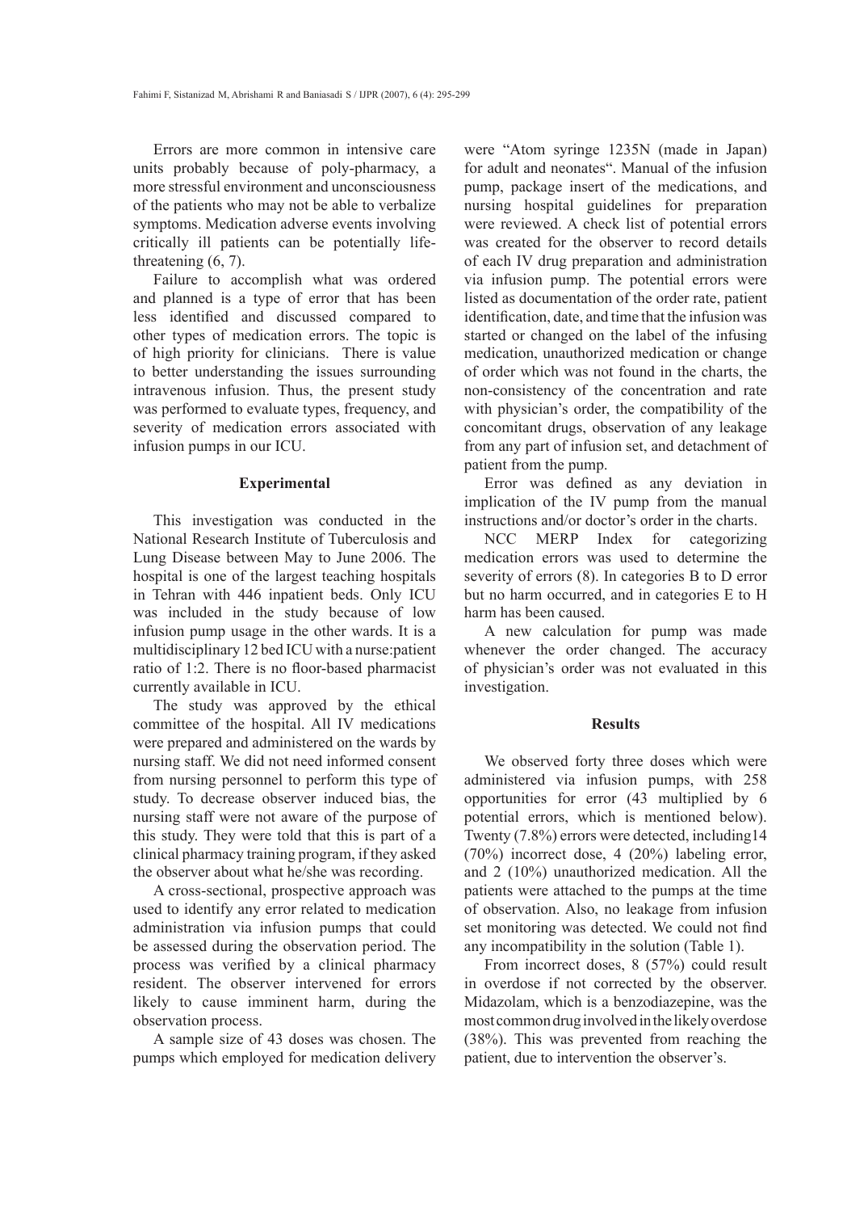Errors are more common in intensive care units probably because of poly-pharmacy, a more stressful environment and unconsciousness of the patients who may not be able to verbalize symptoms. Medication adverse events involving critically ill patients can be potentially life-threatening (6, 7).

Failure to accomplish what was ordered and planned is a type of error that has been less identified and discussed compared to other types of medication errors. The topic is of high priority for clinicians. There is value to better understanding the issues surrounding intravenous infusion. Thus, the present study was performed to evaluate types, frequency, and severity of medication errors associated with infusion pumps in our ICU.

## Experimental

This investigation was conducted in the National Research Institute of Tuberculosis and Lung Disease between May to June 2006. The hospital is one of the largest teaching hospitals in Tehran with 446 inpatient beds. Only ICU was included in the study because of low infusion pump usage in the other wards. It is a multidisciplinary 12 bed ICU with a nurse:patient ratio of 1:2. There is no floor-based pharmacist currently available in ICU.

The study was approved by the ethical committee of the hospital. All IV medications were prepared and administered on the wards by nursing staff. We did not need informed consent from nursing personnel to perform this type of study. To decrease observer induced bias, the nursing staff were not aware of the purpose of this study. They were told that this is part of a clinical pharmacy training program, if they asked the observer about what he/she was recording.

A cross-sectional, prospective approach was used to identify any error related to medication administration via infusion pumps that could be assessed during the observation period. The process was verified by a clinical pharmacy resident. The observer intervened for errors likely to cause imminent harm, during the observation process.

A sample size of 43 doses was chosen. The pumps which employed for medication delivery were "Atom syringe 1235N (made in Japan) for adult and neonates". Manual of the infusion pump, package insert of the medications, and nursing hospital guidelines for preparation were reviewed. A check list of potential errors was created for the observer to record details of each IV drug preparation and administration via infusion pump. The potential errors were listed as documentation of the order rate, patient identification, date, and time that the infusion was started or changed on the label of the infusing medication, unauthorized medication or change of order which was not found in the charts, the non-consistency of the concentration and rate with physician's order, the compatibility of the concomitant drugs, observation of any leakage from any part of infusion set, and detachment of patient from the pump.

Error was defined as any deviation in implication of the IV pump from the manual instructions and/or doctor's order in the charts.

NCC MERP Index for categorizing medication errors was used to determine the severity of errors (8). In categories B to D error but no harm occurred, and in categories E to H harm has been caused.

A new calculation for pump was made whenever the order changed. The accuracy of physician's order was not evaluated in this investigation.

## Results

We observed forty three doses which were administered via infusion pumps, with 258 opportunities for error (43 multiplied by 6 potential errors, which is mentioned below). Twenty (7.8%) errors were detected, including14 (70%) incorrect dose, 4 (20%) labeling error, and 2 (10%) unauthorized medication. All the patients were attached to the pumps at the time of observation. Also, no leakage from infusion set monitoring was detected. We could not find any incompatibility in the solution (Table 1).

From incorrect doses, 8 (57%) could result in overdose if not corrected by the observer. Midazolam, which is a benzodiazepine, was the most common drug involved in the likely overdose (38%). This was prevented from reaching the patient, due to intervention the observer's.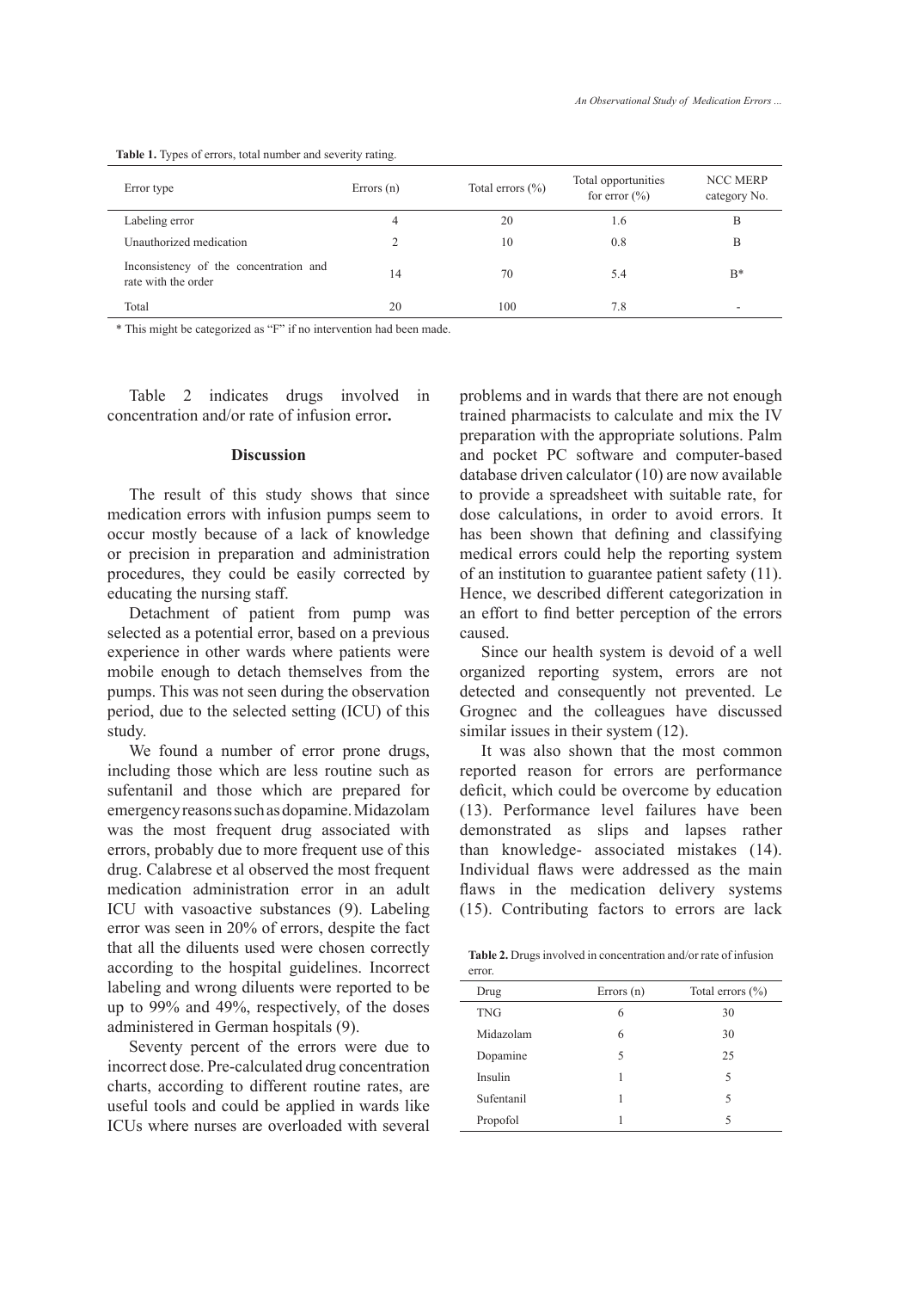**Table 1.** Types of errors, total number and severity rating.

| Error type | Errors (n) | Total errors (%) | Total opportunities for error (%) | NCC MERP category No. |
|---|---|---|---|---|
| Labeling error | 4 | 20 | 1.6 | B |
| Unauthorized medication | 2 | 10 | 0.8 | B |
| Inconsistency of the concentration and rate with the order | 14 | 70 | 5.4 | B* |
| Total | 20 | 100 | 7.8 | - |

* This might be categorized as "F" if no intervention had been made.

Table 2 indicates drugs involved in concentration and/or rate of infusion error**.**

## Discussion

The result of this study shows that since medication errors with infusion pumps seem to occur mostly because of a lack of knowledge or precision in preparation and administration procedures, they could be easily corrected by educating the nursing staff.

Detachment of patient from pump was selected as a potential error, based on a previous experience in other wards where patients were mobile enough to detach themselves from the pumps. This was not seen during the observation period, due to the selected setting (ICU) of this study.

We found a number of error prone drugs, including those which are less routine such as sufentanil and those which are prepared for emergency reasons such as dopamine. Midazolam was the most frequent drug associated with errors, probably due to more frequent use of this drug. Calabrese et al observed the most frequent medication administration error in an adult ICU with vasoactive substances (9). Labeling error was seen in 20% of errors, despite the fact that all the diluents used were chosen correctly according to the hospital guidelines. Incorrect labeling and wrong diluents were reported to be up to 99% and 49%, respectively, of the doses administered in German hospitals (9).

Seventy percent of the errors were due to incorrect dose. Pre-calculated drug concentration charts, according to different routine rates, are useful tools and could be applied in wards like ICUs where nurses are overloaded with several problems and in wards that there are not enough trained pharmacists to calculate and mix the IV preparation with the appropriate solutions. Palm and pocket PC software and computer-based database driven calculator (10) are now available to provide a spreadsheet with suitable rate, for dose calculations, in order to avoid errors. It has been shown that defining and classifying medical errors could help the reporting system of an institution to guarantee patient safety (11). Hence, we described different categorization in an effort to find better perception of the errors caused.

Since our health system is devoid of a well organized reporting system, errors are not detected and consequently not prevented. Le Grognec and the colleagues have discussed similar issues in their system (12).

It was also shown that the most common reported reason for errors are performance deficit, which could be overcome by education (13). Performance level failures have been demonstrated as slips and lapses rather than knowledge- associated mistakes (14). Individual flaws were addressed as the main flaws in the medication delivery systems (15). Contributing factors to errors are lack

**Table 2.** Drugs involved in concentration and/or rate of infusion error.

| Drug | Errors (n) | Total errors (%) |
|---|---|---|
| TNG | 6 | 30 |
| Midazolam | 6 | 30 |
| Dopamine | 5 | 25 |
| Insulin | 1 | 5 |
| Sufentanil | 1 | 5 |
| Propofol | 1 | 5 |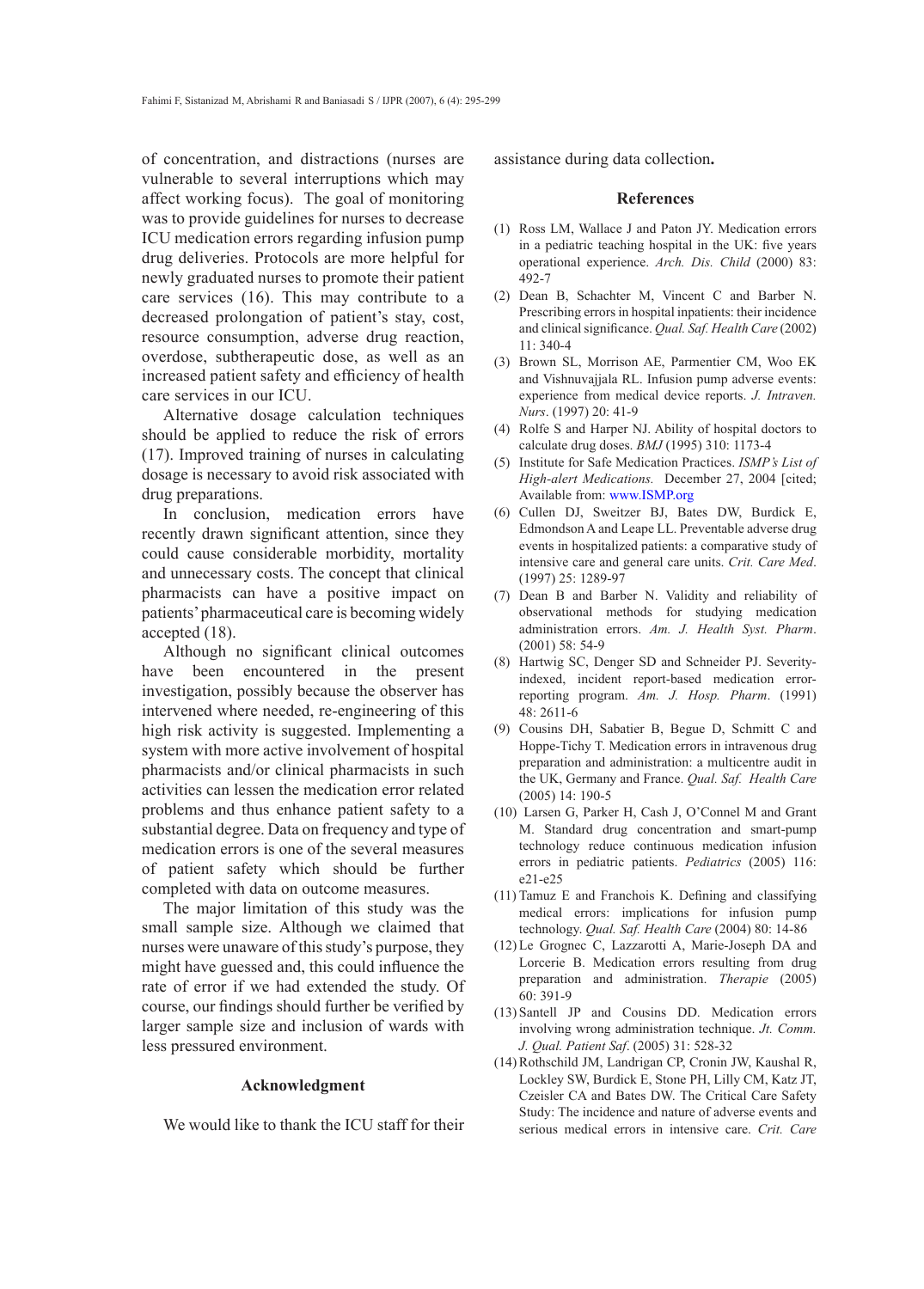of concentration, and distractions (nurses are vulnerable to several interruptions which may affect working focus). The goal of monitoring was to provide guidelines for nurses to decrease ICU medication errors regarding infusion pump drug deliveries. Protocols are more helpful for newly graduated nurses to promote their patient care services (16). This may contribute to a decreased prolongation of patient's stay, cost, resource consumption, adverse drug reaction, overdose, subtherapeutic dose, as well as an increased patient safety and efficiency of health care services in our ICU.

Alternative dosage calculation techniques should be applied to reduce the risk of errors (17). Improved training of nurses in calculating dosage is necessary to avoid risk associated with drug preparations.

In conclusion, medication errors have recently drawn significant attention, since they could cause considerable morbidity, mortality and unnecessary costs. The concept that clinical pharmacists can have a positive impact on patients' pharmaceutical care is becoming widely accepted (18).

Although no significant clinical outcomes have been encountered in the present investigation, possibly because the observer has intervened where needed, re-engineering of this high risk activity is suggested. Implementing a system with more active involvement of hospital pharmacists and/or clinical pharmacists in such activities can lessen the medication error related problems and thus enhance patient safety to a substantial degree. Data on frequency and type of medication errors is one of the several measures of patient safety which should be further completed with data on outcome measures.

The major limitation of this study was the small sample size. Although we claimed that nurses were unaware of this study's purpose, they might have guessed and, this could influence the rate of error if we had extended the study. Of course, our findings should further be verified by larger sample size and inclusion of wards with less pressured environment.

## Acknowledgment

We would like to thank the ICU staff for their assistance during data collection.

## References

(1) Ross LM, Wallace J and Paton JY. Medication errors in a pediatric teaching hospital in the UK: five years operational experience. *Arch. Dis. Child* (2000) 83: 492-7

(2) Dean B, Schachter M, Vincent C and Barber N. Prescribing errors in hospital inpatients: their incidence and clinical significance. *Qual. Saf. Health Care* (2002) 11: 340-4

(3) Brown SL, Morrison AE, Parmentier CM, Woo EK and Vishnuvajjala RL. Infusion pump adverse events: experience from medical device reports. *J. Intraven. Nurs*. (1997) 20: 41-9

(4) Rolfe S and Harper NJ. Ability of hospital doctors to calculate drug doses. *BMJ* (1995) 310: 1173-4

(5) Institute for Safe Medication Practices. *ISMP's List of High-alert Medications.* December 27, 2004 [cited; Available from: www.ISMP.org

(6) Cullen DJ, Sweitzer BJ, Bates DW, Burdick E, Edmondson A and Leape LL. Preventable adverse drug events in hospitalized patients: a comparative study of intensive care and general care units. *Crit. Care Med*. (1997) 25: 1289-97

(7) Dean B and Barber N. Validity and reliability of observational methods for studying medication administration errors. *Am. J. Health Syst. Pharm*. (2001) 58: 54-9

(8) Hartwig SC, Denger SD and Schneider PJ. Severity-indexed, incident report-based medication error-reporting program. *Am. J. Hosp. Pharm*. (1991) 48: 2611-6

(9) Cousins DH, Sabatier B, Begue D, Schmitt C and Hoppe-Tichy T. Medication errors in intravenous drug preparation and administration: a multicentre audit in the UK, Germany and France. *Qual. Saf. Health Care* (2005) 14: 190-5

(10) Larsen G, Parker H, Cash J, O'Connel M and Grant M. Standard drug concentration and smart-pump technology reduce continuous medication infusion errors in pediatric patients. *Pediatrics* (2005) 116: e21-e25

(11) Tamuz E and Franchois K. Defining and classifying medical errors: implications for infusion pump technology. *Qual. Saf. Health Care* (2004) 80: 14-86

(12) Le Grognec C, Lazzarotti A, Marie-Joseph DA and Lorcerie B. Medication errors resulting from drug preparation and administration. *Therapie* (2005) 60: 391-9

(13) Santell JP and Cousins DD. Medication errors involving wrong administration technique. *Jt. Comm. J. Qual. Patient Saf*. (2005) 31: 528-32

(14) Rothschild JM, Landrigan CP, Cronin JW, Kaushal R, Lockley SW, Burdick E, Stone PH, Lilly CM, Katz JT, Czeisler CA and Bates DW. The Critical Care Safety Study: The incidence and nature of adverse events and serious medical errors in intensive care. *Crit. Care*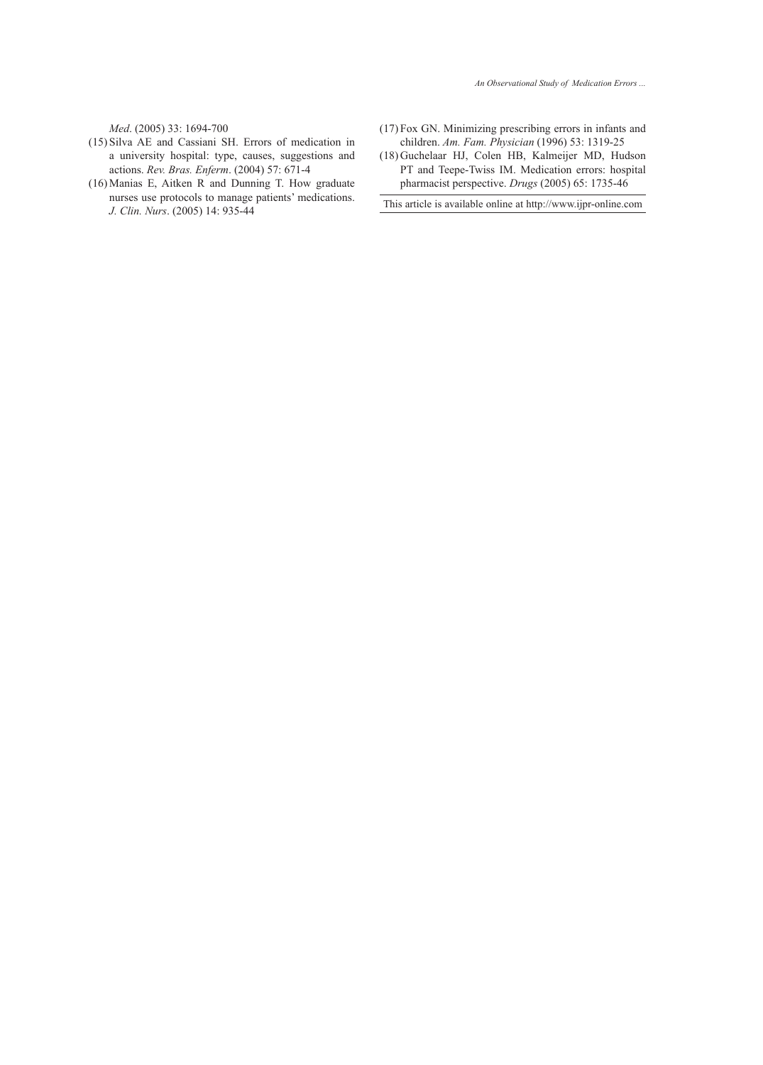*Med*. (2005) 33: 1694-700

(15) Silva AE and Cassiani SH. Errors of medication in a university hospital: type, causes, suggestions and actions. *Rev. Bras. Enferm*. (2004) 57: 671-4

(16) Manias E, Aitken R and Dunning T. How graduate nurses use protocols to manage patients' medications. *J. Clin. Nurs*. (2005) 14: 935-44

(17) Fox GN. Minimizing prescribing errors in infants and children. *Am. Fam. Physician* (1996) 53: 1319-25

(18) Guchelaar HJ, Colen HB, Kalmeijer MD, Hudson PT and Teepe-Twiss IM. Medication errors: hospital pharmacist perspective. *Drugs* (2005) 65: 1735-46

This article is available online at http://www.ijpr-online.com